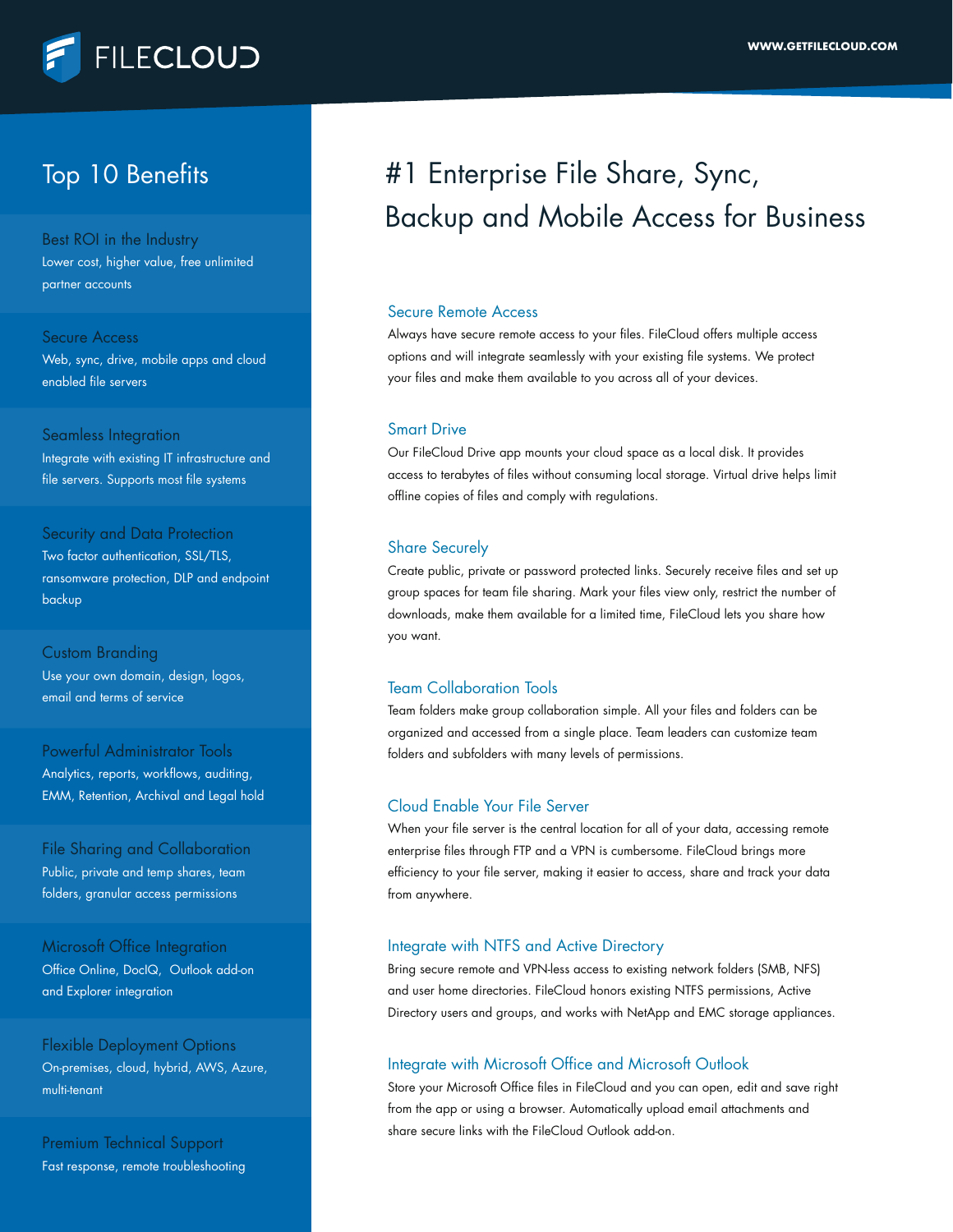# FILECLOUD

WWW.GETFILECLOUD.COM

## Top 10 Benefits

**Best ROI in the Industry**
Lower cost, higher value, free unlimited partner accounts

**Secure Access**
Web, sync, drive, mobile apps and cloud enabled file servers

**Seamless Integration**
Integrate with existing IT infrastructure and file servers. Supports most file systems

**Security and Data Protection**
Two factor authentication, SSL/TLS, ransomware protection, DLP and endpoint backup

**Custom Branding**
Use your own domain, design, logos, email and terms of service

**Powerful Administrator Tools**
Analytics, reports, workflows, auditing, EMM, Retention, Archival and Legal hold

**File Sharing and Collaboration**
Public, private and temp shares, team folders, granular access permissions

**Microsoft Office Integration**
Office Online, DocIQ, Outlook add-on and Explorer integration

**Flexible Deployment Options**
On-premises, cloud, hybrid, AWS, Azure, multi-tenant

**Premium Technical Support**
Fast response, remote troubleshooting

# #1 Enterprise File Share, Sync, Backup and Mobile Access for Business

### Secure Remote Access

Always have secure remote access to your files. FileCloud offers multiple access options and will integrate seamlessly with your existing file systems. We protect your files and make them available to you across all of your devices.

### Smart Drive

Our FileCloud Drive app mounts your cloud space as a local disk. It provides access to terabytes of files without consuming local storage. Virtual drive helps limit offline copies of files and comply with regulations.

### Share Securely

Create public, private or password protected links. Securely receive files and set up group spaces for team file sharing. Mark your files view only, restrict the number of downloads, make them available for a limited time, FileCloud lets you share how you want.

### Team Collaboration Tools

Team folders make group collaboration simple. All your files and folders can be organized and accessed from a single place. Team leaders can customize team folders and subfolders with many levels of permissions.

### Cloud Enable Your File Server

When your file server is the central location for all of your data, accessing remote enterprise files through FTP and a VPN is cumbersome. FileCloud brings more efficiency to your file server, making it easier to access, share and track your data from anywhere.

### Integrate with NTFS and Active Directory

Bring secure remote and VPN-less access to existing network folders (SMB, NFS) and user home directories. FileCloud honors existing NTFS permissions, Active Directory users and groups, and works with NetApp and EMC storage appliances.

### Integrate with Microsoft Office and Microsoft Outlook

Store your Microsoft Office files in FileCloud and you can open, edit and save right from the app or using a browser. Automatically upload email attachments and share secure links with the FileCloud Outlook add-on.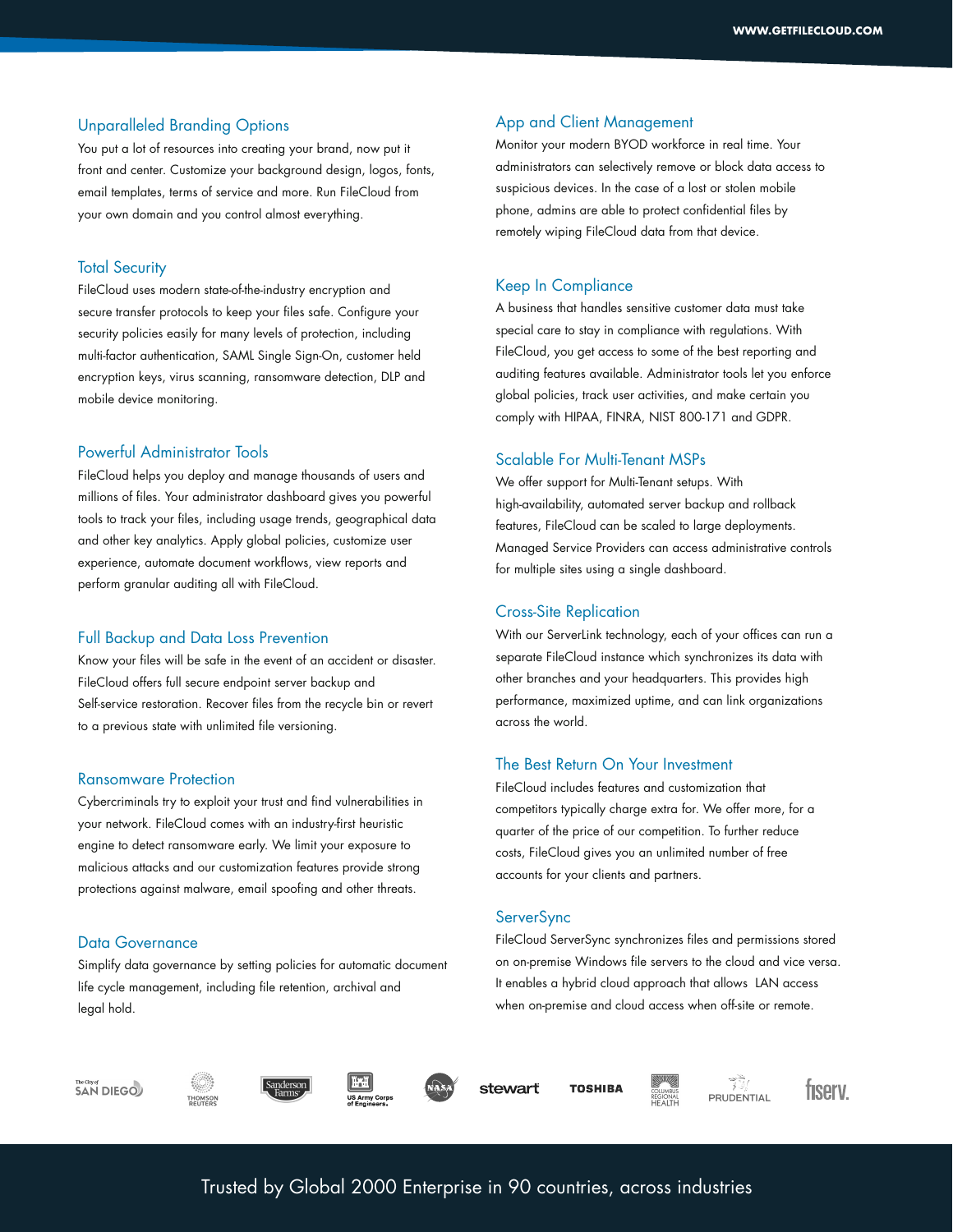## Unparalleled Branding Options

You put a lot of resources into creating your brand, now put it front and center. Customize your background design, logos, fonts, email templates, terms of service and more. Run FileCloud from your own domain and you control almost everything.

## Total Security

FileCloud uses modern state-of-the-industry encryption and secure transfer protocols to keep your files safe. Configure your security policies easily for many levels of protection, including multi-factor authentication, SAML Single Sign-On, customer held encryption keys, virus scanning, ransomware detection, DLP and mobile device monitoring.

## Powerful Administrator Tools

FileCloud helps you deploy and manage thousands of users and millions of files. Your administrator dashboard gives you powerful tools to track your files, including usage trends, geographical data and other key analytics. Apply global policies, customize user experience, automate document workflows, view reports and perform granular auditing all with FileCloud.

## Full Backup and Data Loss Prevention

Know your files will be safe in the event of an accident or disaster. FileCloud offers full secure endpoint server backup and Self-service restoration. Recover files from the recycle bin or revert to a previous state with unlimited file versioning.

## Ransomware Protection

Cybercriminals try to exploit your trust and find vulnerabilities in your network. FileCloud comes with an industry-first heuristic engine to detect ransomware early. We limit your exposure to malicious attacks and our customization features provide strong protections against malware, email spoofing and other threats.

## Data Governance

Simplify data governance by setting policies for automatic document life cycle management, including file retention, archival and legal hold.

## App and Client Management

Monitor your modern BYOD workforce in real time. Your administrators can selectively remove or block data access to suspicious devices. In the case of a lost or stolen mobile phone, admins are able to protect confidential files by remotely wiping FileCloud data from that device.

## Keep In Compliance

A business that handles sensitive customer data must take special care to stay in compliance with regulations. With FileCloud, you get access to some of the best reporting and auditing features available. Administrator tools let you enforce global policies, track user activities, and make certain you comply with HIPAA, FINRA, NIST 800-171 and GDPR.

## Scalable For Multi-Tenant MSPs

We offer support for Multi-Tenant setups. With high-availability, automated server backup and rollback features, FileCloud can be scaled to large deployments. Managed Service Providers can access administrative controls for multiple sites using a single dashboard.

## Cross-Site Replication

With our ServerLink technology, each of your offices can run a separate FileCloud instance which synchronizes its data with other branches and your headquarters. This provides high performance, maximized uptime, and can link organizations across the world.

## The Best Return On Your Investment

FileCloud includes features and customization that competitors typically charge extra for. We offer more, for a quarter of the price of our competition. To further reduce costs, FileCloud gives you an unlimited number of free accounts for your clients and partners.

## ServerSync

FileCloud ServerSync synchronizes files and permissions stored on on-premise Windows file servers to the cloud and vice versa. It enables a hybrid cloud approach that allows LAN access when on-premise and cloud access when off-site or remote.

The City of SAN DIEGO · THOMSON REUTERS · Sanderson Farms · US Army Corps of Engineers · NASA · stewart · TOSHIBA · COLUMBUS REGIONAL HEALTH · PRUDENTIAL · fiserv.

Trusted by Global 2000 Enterprise in 90 countries, across industries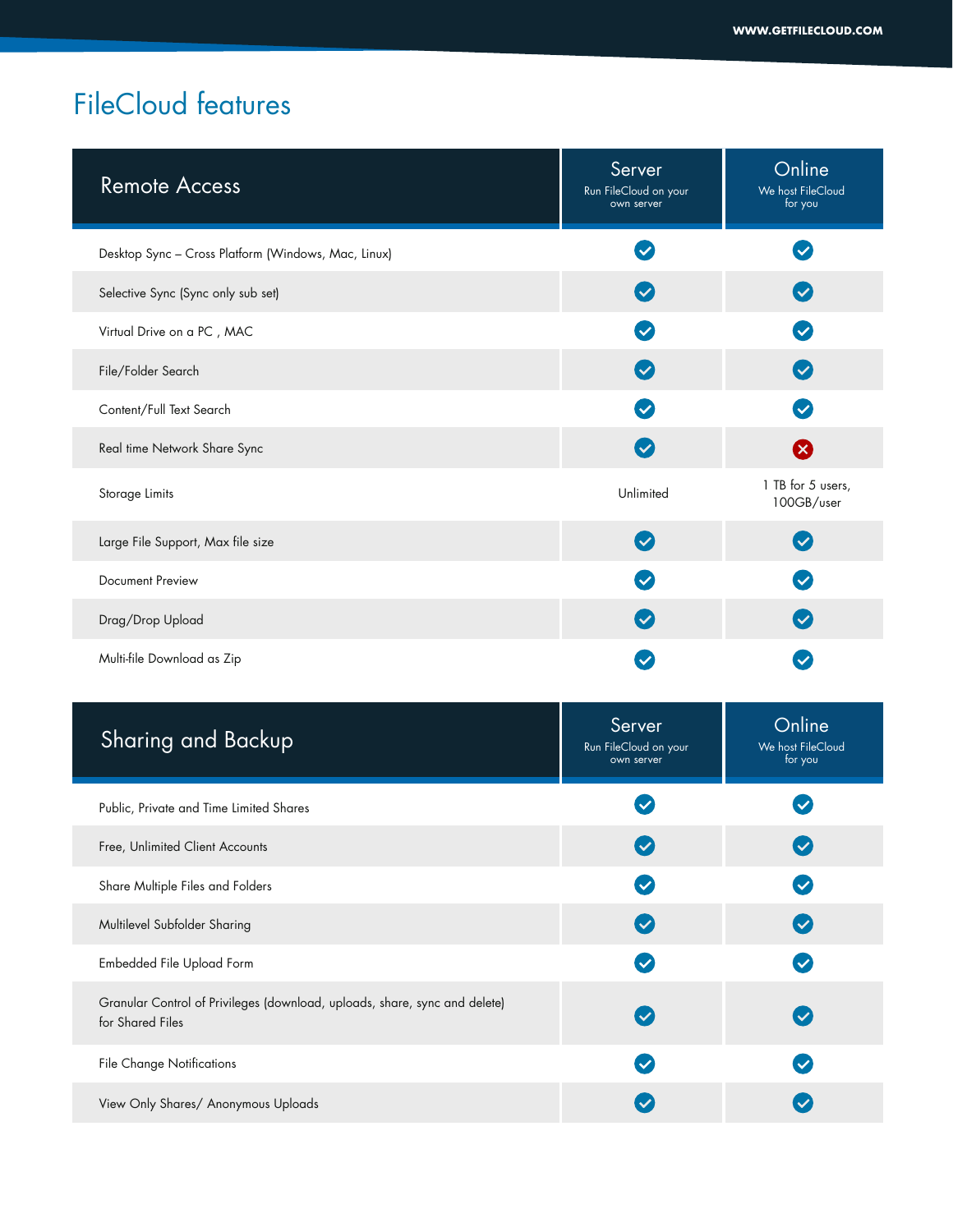# FileCloud features

| Remote Access | Server<br>Run FileCloud on your own server | Online<br>We host FileCloud for you |
|---|---|---|
| Desktop Sync – Cross Platform (Windows, Mac, Linux) | ✓ | ✓ |
| Selective Sync (Sync only sub set) | ✓ | ✓ |
| Virtual Drive on a PC , MAC | ✓ | ✓ |
| File/Folder Search | ✓ | ✓ |
| Content/Full Text Search | ✓ | ✓ |
| Real time Network Share Sync | ✓ | ✗ |
| Storage Limits | Unlimited | 1 TB for 5 users, 100GB/user |
| Large File Support, Max file size | ✓ | ✓ |
| Document Preview | ✓ | ✓ |
| Drag/Drop Upload | ✓ | ✓ |
| Multi-file Download as Zip | ✓ | ✓ |

| Sharing and Backup | Server<br>Run FileCloud on your own server | Online<br>We host FileCloud for you |
|---|---|---|
| Public, Private and Time Limited Shares | ✓ | ✓ |
| Free, Unlimited Client Accounts | ✓ | ✓ |
| Share Multiple Files and Folders | ✓ | ✓ |
| Multilevel Subfolder Sharing | ✓ | ✓ |
| Embedded File Upload Form | ✓ | ✓ |
| Granular Control of Privileges (download, uploads, share, sync and delete) for Shared Files | ✓ | ✓ |
| File Change Notifications | ✓ | ✓ |
| View Only Shares/ Anonymous Uploads | ✓ | ✓ |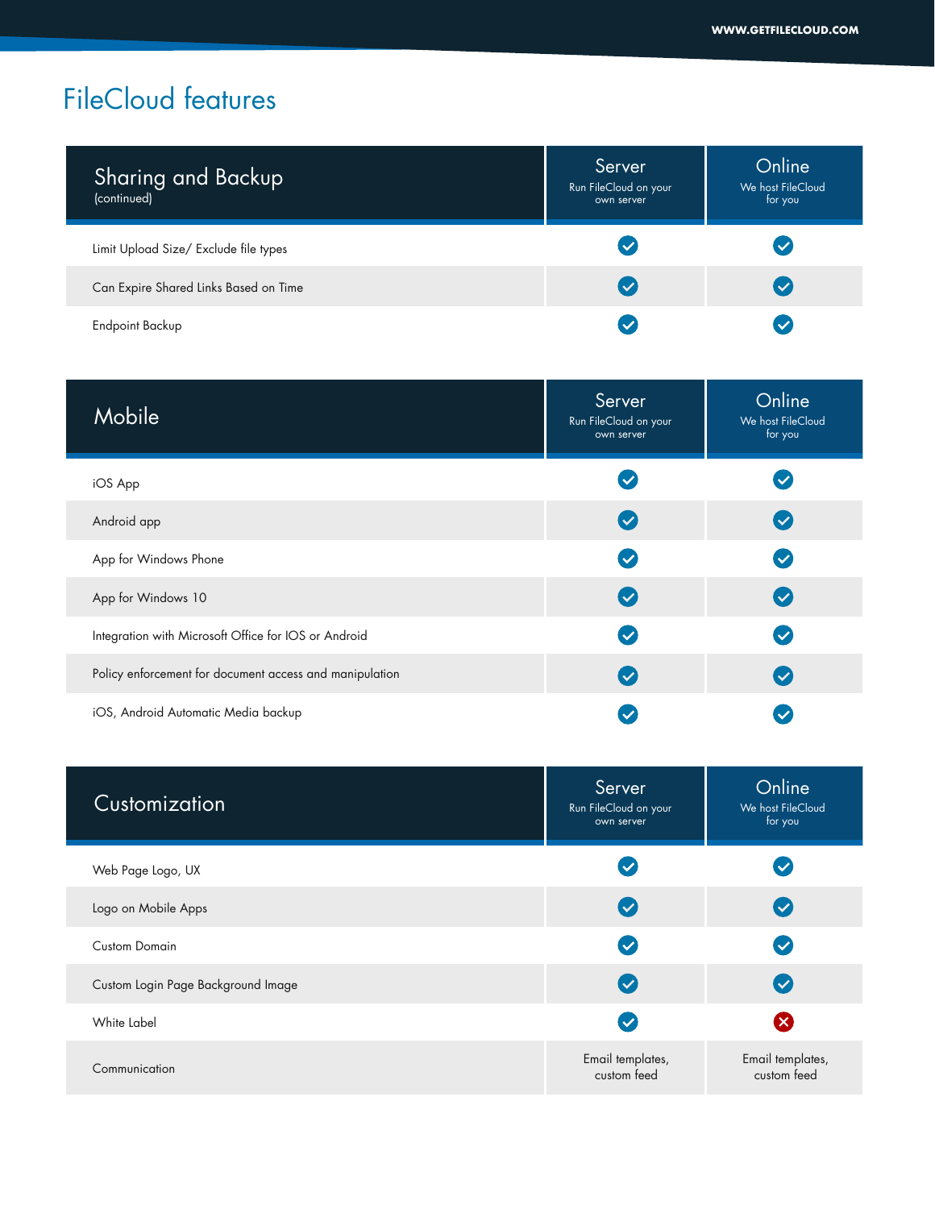# FileCloud features

| Sharing and Backup (continued) | Server<br>Run FileCloud on your own server | Online<br>We host FileCloud for you |
|---|---|---|
| Limit Upload Size/ Exclude file types | ✓ | ✓ |
| Can Expire Shared Links Based on Time | ✓ | ✓ |
| Endpoint Backup | ✓ | ✓ |

| Mobile | Server<br>Run FileCloud on your own server | Online<br>We host FileCloud for you |
|---|---|---|
| iOS App | ✓ | ✓ |
| Android app | ✓ | ✓ |
| App for Windows Phone | ✓ | ✓ |
| App for Windows 10 | ✓ | ✓ |
| Integration with Microsoft Office for IOS or Android | ✓ | ✓ |
| Policy enforcement for document access and manipulation | ✓ | ✓ |
| iOS, Android Automatic Media backup | ✓ | ✓ |

| Customization | Server<br>Run FileCloud on your own server | Online<br>We host FileCloud for you |
|---|---|---|
| Web Page Logo, UX | ✓ | ✓ |
| Logo on Mobile Apps | ✓ | ✓ |
| Custom Domain | ✓ | ✓ |
| Custom Login Page Background Image | ✓ | ✓ |
| White Label | ✓ | ✗ |
| Communication | Email templates, custom feed | Email templates, custom feed |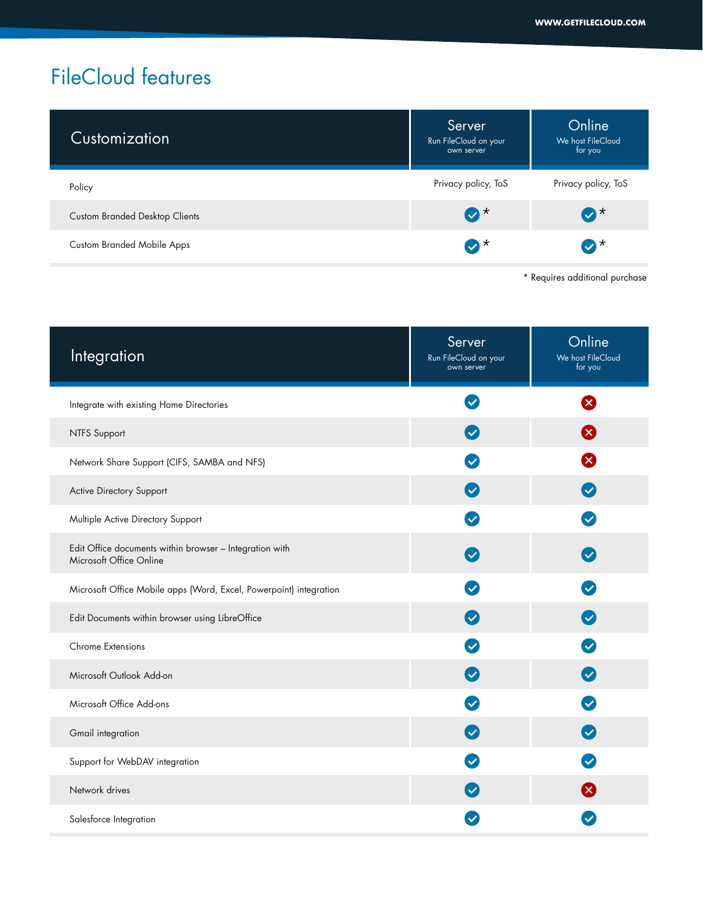# FileCloud features

| Customization | Server<br>Run FileCloud on your own server | Online<br>We host FileCloud for you |
|---|---|---|
| Policy | Privacy policy, ToS | Privacy policy, ToS |
| Custom Branded Desktop Clients | ✓ * | ✓ * |
| Custom Branded Mobile Apps | ✓ * | ✓ * |

* Requires additional purchase

| Integration | Server<br>Run FileCloud on your own server | Online<br>We host FileCloud for you |
|---|---|---|
| Integrate with existing Home Directories | ✓ | ✗ |
| NTFS Support | ✓ | ✗ |
| Network Share Support (CIFS, SAMBA and NFS) | ✓ | ✗ |
| Active Directory Support | ✓ | ✓ |
| Multiple Active Directory Support | ✓ | ✓ |
| Edit Office documents within browser – Integration with Microsoft Office Online | ✓ | ✓ |
| Microsoft Office Mobile apps (Word, Excel, Powerpoint) integration | ✓ | ✓ |
| Edit Documents within browser using LibreOffice | ✓ | ✓ |
| Chrome Extensions | ✓ | ✓ |
| Microsoft Outlook Add-on | ✓ | ✓ |
| Microsoft Office Add-ons | ✓ | ✓ |
| Gmail integration | ✓ | ✓ |
| Support for WebDAV integration | ✓ | ✓ |
| Network drives | ✓ | ✗ |
| Salesforce Integration | ✓ | ✓ |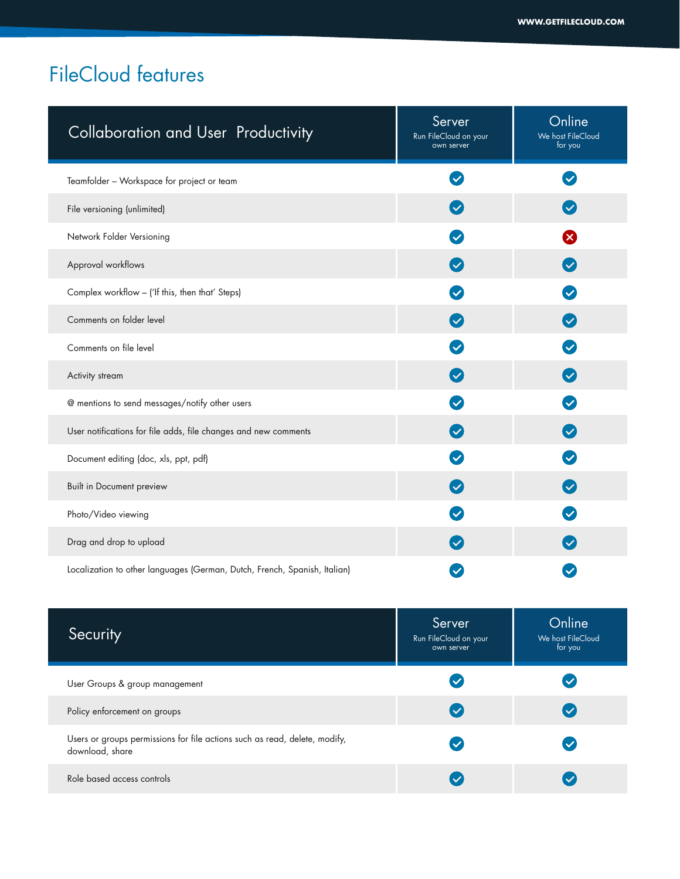# FileCloud features

| Collaboration and User Productivity | Server<br>Run FileCloud on your own server | Online<br>We host FileCloud for you |
|---|---|---|
| Teamfolder – Workspace for project or team | ✓ | ✓ |
| File versioning (unlimited) | ✓ | ✓ |
| Network Folder Versioning | ✓ | ✗ |
| Approval workflows | ✓ | ✓ |
| Complex workflow – ('If this, then that' Steps) | ✓ | ✓ |
| Comments on folder level | ✓ | ✓ |
| Comments on file level | ✓ | ✓ |
| Activity stream | ✓ | ✓ |
| @ mentions to send messages/notify other users | ✓ | ✓ |
| User notifications for file adds, file changes and new comments | ✓ | ✓ |
| Document editing (doc, xls, ppt, pdf) | ✓ | ✓ |
| Built in Document preview | ✓ | ✓ |
| Photo/Video viewing | ✓ | ✓ |
| Drag and drop to upload | ✓ | ✓ |
| Localization to other languages (German, Dutch, French, Spanish, Italian) | ✓ | ✓ |

| Security | Server<br>Run FileCloud on your own server | Online<br>We host FileCloud for you |
|---|---|---|
| User Groups & group management | ✓ | ✓ |
| Policy enforcement on groups | ✓ | ✓ |
| Users or groups permissions for file actions such as read, delete, modify, download, share | ✓ | ✓ |
| Role based access controls | ✓ | ✓ |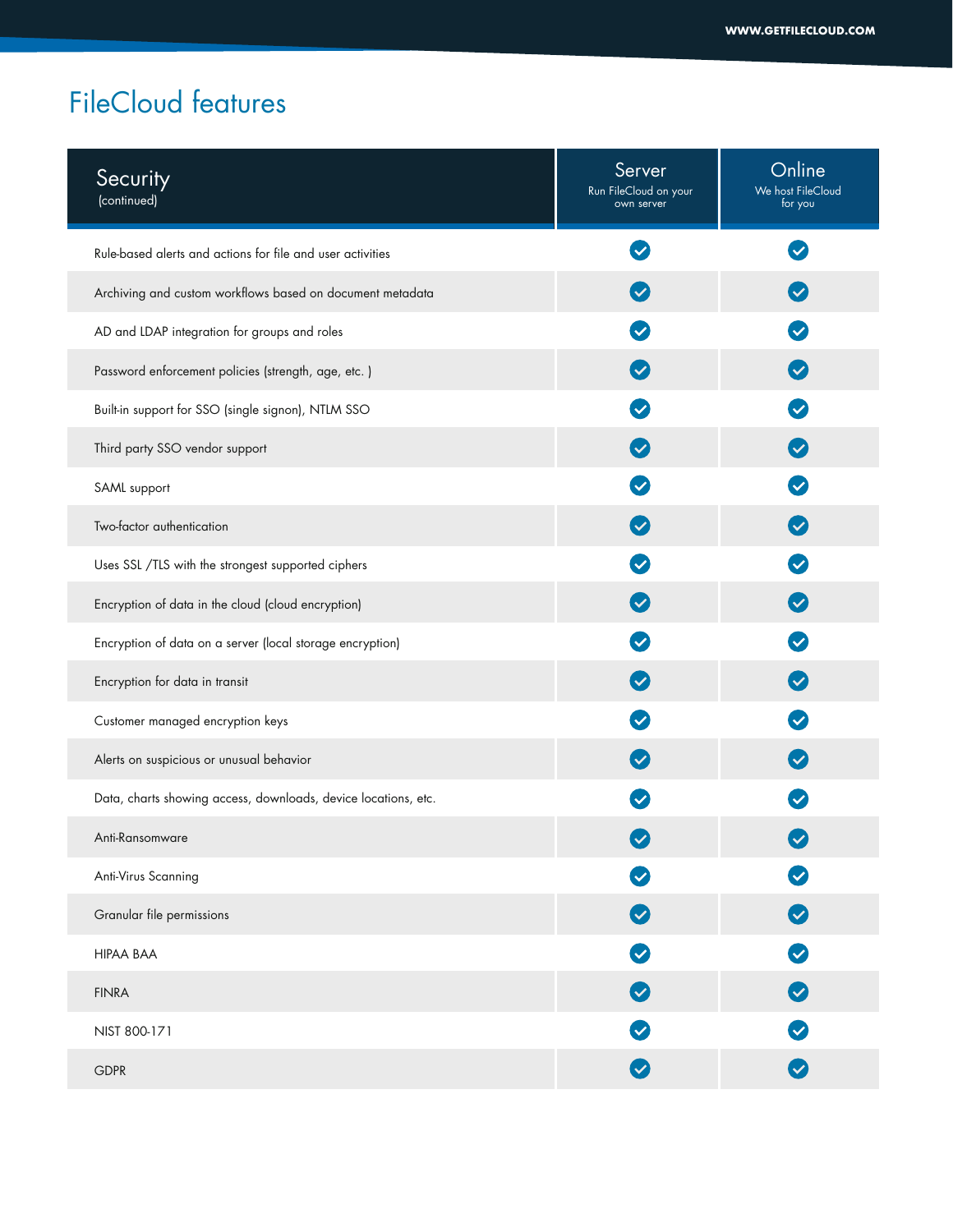# FileCloud features

| Security (continued) | Server<br>Run FileCloud on your own server | Online<br>We host FileCloud for you |
|---|---|---|
| Rule-based alerts and actions for file and user activities | ✓ | ✓ |
| Archiving and custom workflows based on document metadata | ✓ | ✓ |
| AD and LDAP integration for groups and roles | ✓ | ✓ |
| Password enforcement policies (strength, age, etc. ) | ✓ | ✓ |
| Built-in support for SSO (single signon), NTLM SSO | ✓ | ✓ |
| Third party SSO vendor support | ✓ | ✓ |
| SAML support | ✓ | ✓ |
| Two-factor authentication | ✓ | ✓ |
| Uses SSL /TLS with the strongest supported ciphers | ✓ | ✓ |
| Encryption of data in the cloud (cloud encryption) | ✓ | ✓ |
| Encryption of data on a server (local storage encryption) | ✓ | ✓ |
| Encryption for data in transit | ✓ | ✓ |
| Customer managed encryption keys | ✓ | ✓ |
| Alerts on suspicious or unusual behavior | ✓ | ✓ |
| Data, charts showing access, downloads, device locations, etc. | ✓ | ✓ |
| Anti-Ransomware | ✓ | ✓ |
| Anti-Virus Scanning | ✓ | ✓ |
| Granular file permissions | ✓ | ✓ |
| HIPAA BAA | ✓ | ✓ |
| FINRA | ✓ | ✓ |
| NIST 800-171 | ✓ | ✓ |
| GDPR | ✓ | ✓ |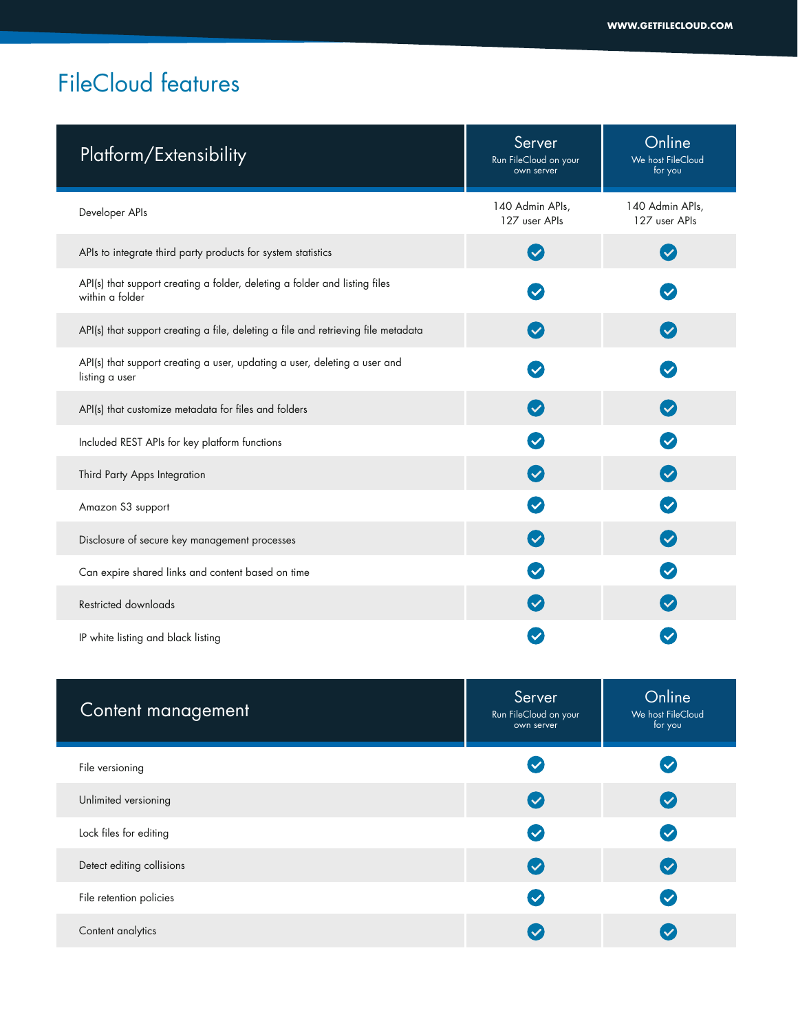# FileCloud features

| Platform/Extensibility | Server<br>Run FileCloud on your own server | Online<br>We host FileCloud for you |
|---|---|---|
| Developer APIs | 140 Admin APIs, 127 user APIs | 140 Admin APIs, 127 user APIs |
| APIs to integrate third party products for system statistics | ✓ | ✓ |
| API(s) that support creating a folder, deleting a folder and listing files within a folder | ✓ | ✓ |
| API(s) that support creating a file, deleting a file and retrieving file metadata | ✓ | ✓ |
| API(s) that support creating a user, updating a user, deleting a user and listing a user | ✓ | ✓ |
| API(s) that customize metadata for files and folders | ✓ | ✓ |
| Included REST APIs for key platform functions | ✓ | ✓ |
| Third Party Apps Integration | ✓ | ✓ |
| Amazon S3 support | ✓ | ✓ |
| Disclosure of secure key management processes | ✓ | ✓ |
| Can expire shared links and content based on time | ✓ | ✓ |
| Restricted downloads | ✓ | ✓ |
| IP white listing and black listing | ✓ | ✓ |

| Content management | Server<br>Run FileCloud on your own server | Online<br>We host FileCloud for you |
|---|---|---|
| File versioning | ✓ | ✓ |
| Unlimited versioning | ✓ | ✓ |
| Lock files for editing | ✓ | ✓ |
| Detect editing collisions | ✓ | ✓ |
| File retention policies | ✓ | ✓ |
| Content analytics | ✓ | ✓ |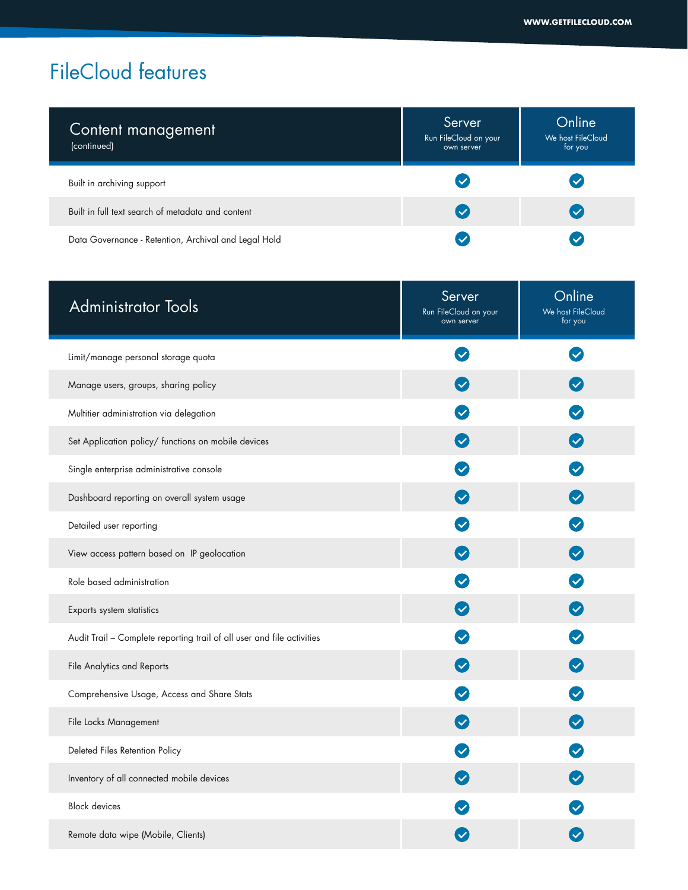# FileCloud features

| Content management (continued) | Server Run FileCloud on your own server | Online We host FileCloud for you |
| --- | --- | --- |
| Built in archiving support | ✓ | ✓ |
| Built in full text search of metadata and content | ✓ | ✓ |
| Data Governance - Retention, Archival and Legal Hold | ✓ | ✓ |

| Administrator Tools | Server Run FileCloud on your own server | Online We host FileCloud for you |
| --- | --- | --- |
| Limit/manage personal storage quota | ✓ | ✓ |
| Manage users, groups, sharing policy | ✓ | ✓ |
| Multitier administration via delegation | ✓ | ✓ |
| Set Application policy/ functions on mobile devices | ✓ | ✓ |
| Single enterprise administrative console | ✓ | ✓ |
| Dashboard reporting on overall system usage | ✓ | ✓ |
| Detailed user reporting | ✓ | ✓ |
| View access pattern based on IP geolocation | ✓ | ✓ |
| Role based administration | ✓ | ✓ |
| Exports system statistics | ✓ | ✓ |
| Audit Trail – Complete reporting trail of all user and file activities | ✓ | ✓ |
| File Analytics and Reports | ✓ | ✓ |
| Comprehensive Usage, Access and Share Stats | ✓ | ✓ |
| File Locks Management | ✓ | ✓ |
| Deleted Files Retention Policy | ✓ | ✓ |
| Inventory of all connected mobile devices | ✓ | ✓ |
| Block devices | ✓ | ✓ |
| Remote data wipe (Mobile, Clients) | ✓ | ✓ |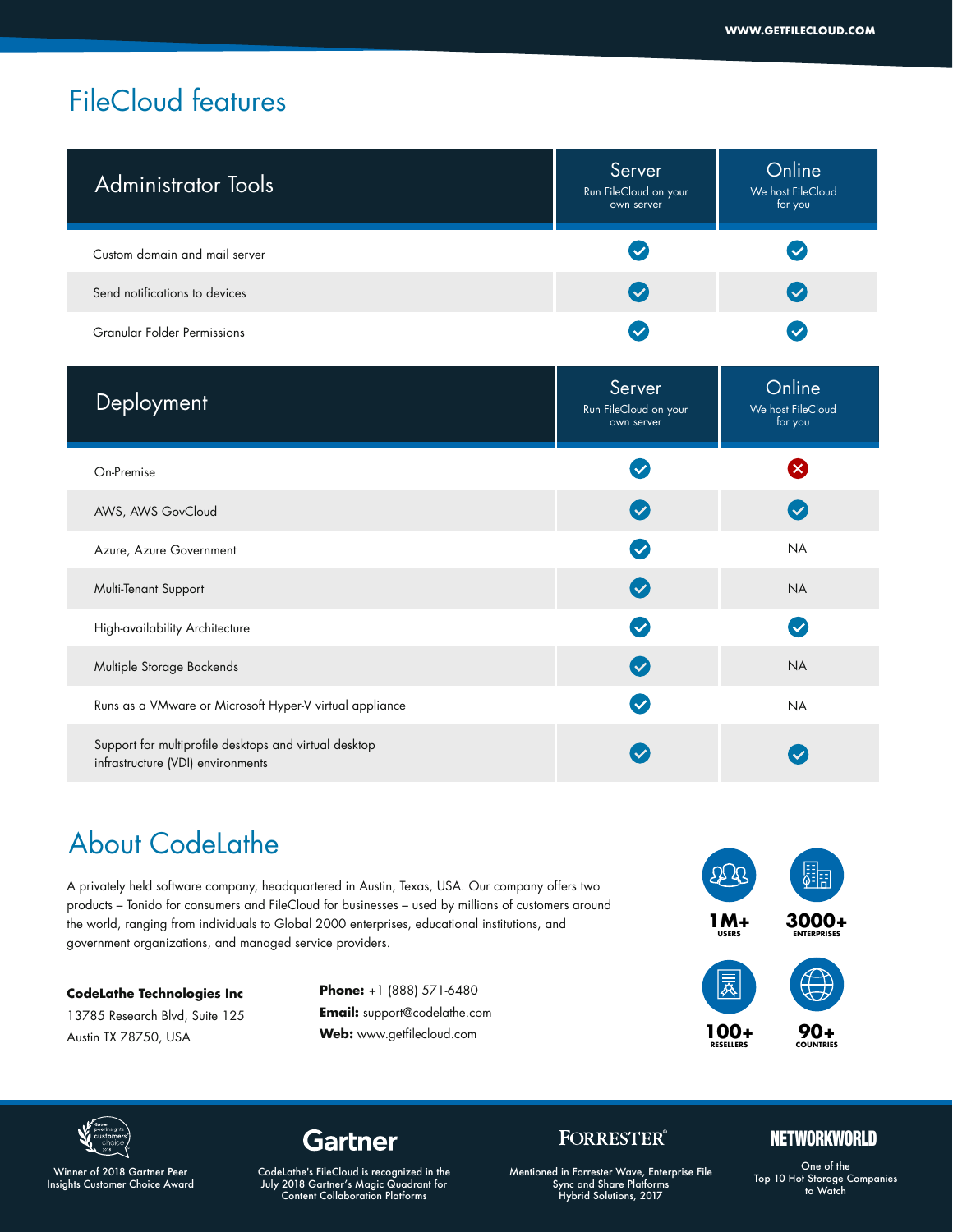# FileCloud features

| Administrator Tools | Server<br>Run FileCloud on your own server | Online<br>We host FileCloud for you |
|---|---|---|
| Custom domain and mail server | ✓ | ✓ |
| Send notifications to devices | ✓ | ✓ |
| Granular Folder Permissions | ✓ | ✓ |

| Deployment | Server<br>Run FileCloud on your own server | Online<br>We host FileCloud for you |
|---|---|---|
| On-Premise | ✓ | ✗ |
| AWS, AWS GovCloud | ✓ | ✓ |
| Azure, Azure Government | ✓ | NA |
| Multi-Tenant Support | ✓ | NA |
| High-availability Architecture | ✓ | ✓ |
| Multiple Storage Backends | ✓ | NA |
| Runs as a VMware or Microsoft Hyper-V virtual appliance | ✓ | NA |
| Support for multiprofile desktops and virtual desktop infrastructure (VDI) environments | ✓ | ✓ |

# About CodeLathe

A privately held software company, headquartered in Austin, Texas, USA. Our company offers two products – Tonido for consumers and FileCloud for businesses – used by millions of customers around the world, ranging from individuals to Global 2000 enterprises, educational institutions, and government organizations, and managed service providers.

**CodeLathe Technologies Inc**
13785 Research Blvd, Suite 125
Austin TX 78750, USA

**Phone:** +1 (888) 571-6480
**Email:** support@codelathe.com
**Web:** www.getfilecloud.com

**1M+** USERS

**3000+** ENTERPRISES

**100+** RESELLERS

**90+** COUNTRIES

Winner of 2018 Gartner Peer Insights Customer Choice Award

**Gartner**
CodeLathe's FileCloud is recognized in the July 2018 Gartner's Magic Quadrant for Content Collaboration Platforms

**FORRESTER®**
Mentioned in Forrester Wave, Enterprise File Sync and Share Platforms Hybrid Solutions, 2017

**NETWORKWORLD**
One of the Top 10 Hot Storage Companies to Watch